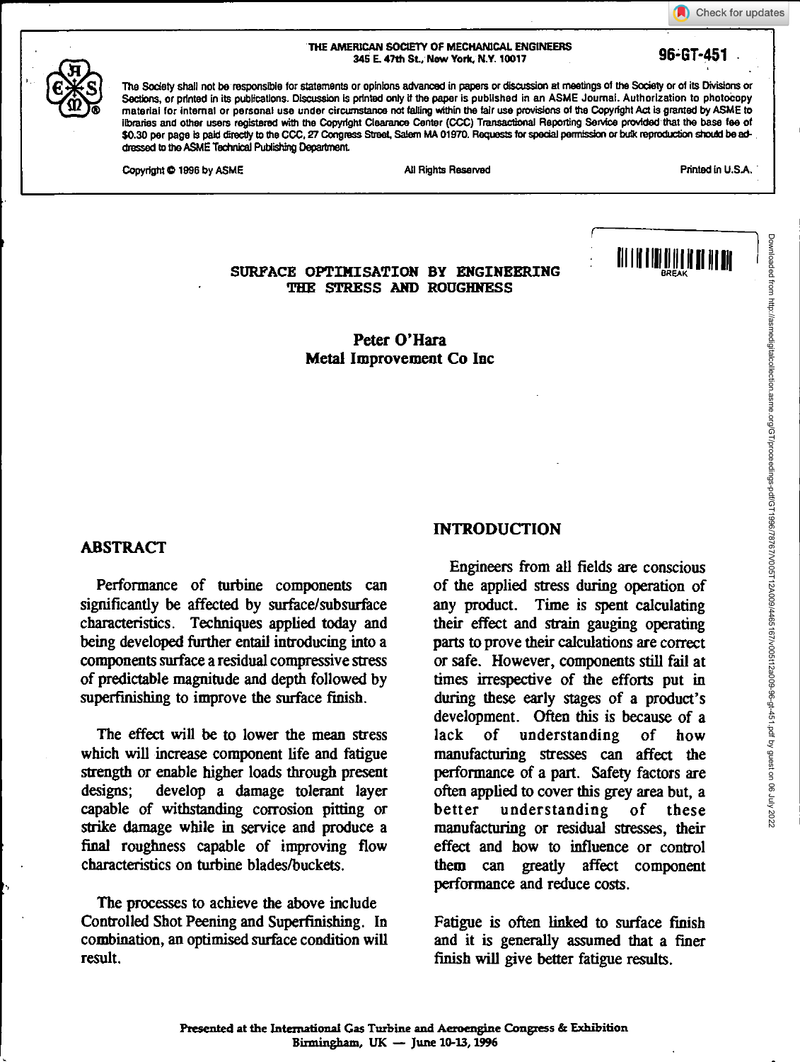THE AMERICAN SOCIETY OF MECHANICAL ENGINEERS
345 E. 47th St., New York, N.Y. 10017

96-GT-451

The Society shall not be responsible for statements or opinions advanced in papers or discussion at meetings of the Society or of its Divisions or Sections, or printed in its publications. Discussion is printed only if the paper is published in an ASME Journal. Authorization to photocopy material for internal or personal use under circumstance not falling within the fair use provisions of the Copyright Act is granted by ASME to libraries and other users registered with the Copyright Clearance Center (CCC) Transactional Reporting Service provided that the base fee of $0.30 per page is paid directly to the CCC, 27 Congress Street, Salem MA 01970. Requests for special permission or bulk reproduction should be addressed to the ASME Technical Publishing Department.

Copyright © 1996 by ASME All Rights Reserved Printed in U.S.A.

# SURFACE OPTIMISATION BY ENGINEERING THE STRESS AND ROUGHNESS

**Peter O'Hara**
**Metal Improvement Co Inc**

## ABSTRACT

Performance of turbine components can significantly be affected by surface/subsurface characteristics. Techniques applied today and being developed further entail introducing into a components surface a residual compressive stress of predictable magnitude and depth followed by superfinishing to improve the surface finish.

The effect will be to lower the mean stress which will increase component life and fatigue strength or enable higher loads through present designs; develop a damage tolerant layer capable of withstanding corrosion pitting or strike damage while in service and produce a final roughness capable of improving flow characteristics on turbine blades/buckets.

The processes to achieve the above include Controlled Shot Peening and Superfinishing. In combination, an optimised surface condition will result.

## INTRODUCTION

Engineers from all fields are conscious of the applied stress during operation of any product. Time is spent calculating their effect and strain gauging operating parts to prove their calculations are correct or safe. However, components still fail at times irrespective of the efforts put in during these early stages of a product's development. Often this is because of a lack of understanding of how manufacturing stresses can affect the performance of a part. Safety factors are often applied to cover this grey area but, a better understanding of these manufacturing or residual stresses, their effect and how to influence or control them can greatly affect component performance and reduce costs.

Fatigue is often linked to surface finish and it is generally assumed that a finer finish will give better fatigue results.

Presented at the International Gas Turbine and Aeroengine Congress & Exhibition
Birmingham, UK — June 10-13, 1996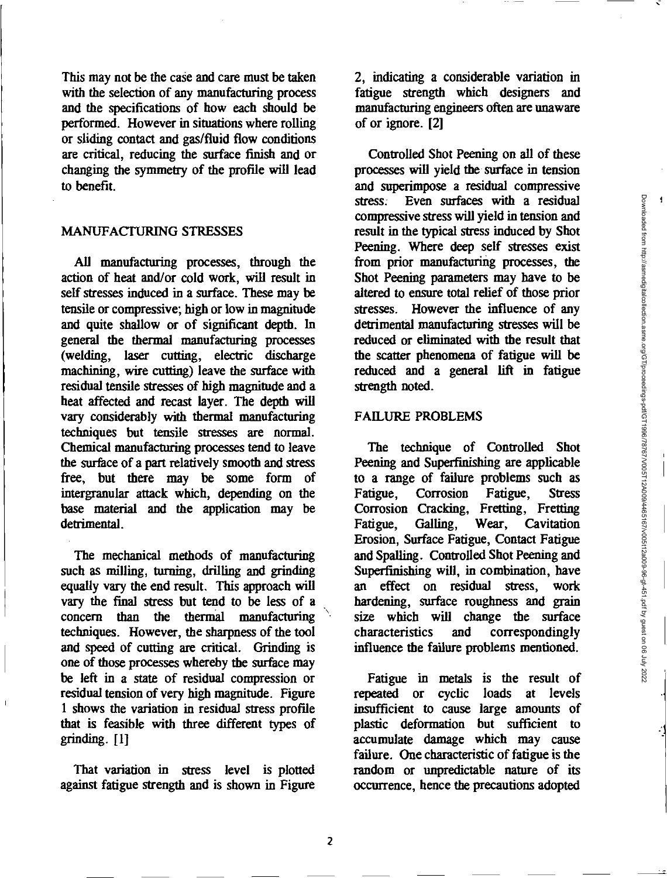This may not be the case and care must be taken with the selection of any manufacturing process and the specifications of how each should be performed. However in situations where rolling or sliding contact and gas/fluid flow conditions are critical, reducing the surface finish and or changing the symmetry of the profile will lead to benefit.

## MANUFACTURING STRESSES

All manufacturing processes, through the action of heat and/or cold work, will result in self stresses induced in a surface. These may be tensile or compressive; high or low in magnitude and quite shallow or of significant depth. In general the thermal manufacturing processes (welding, laser cutting, electric discharge machining, wire cutting) leave the surface with residual tensile stresses of high magnitude and a heat affected and recast layer. The depth will vary considerably with thermal manufacturing techniques but tensile stresses are normal. Chemical manufacturing processes tend to leave the surface of a part relatively smooth and stress free, but there may be some form of intergranular attack which, depending on the base material and the application may be detrimental.

The mechanical methods of manufacturing such as milling, turning, drilling and grinding equally vary the end result. This approach will vary the final stress but tend to be less of a concern than the thermal manufacturing techniques. However, the sharpness of the tool and speed of cutting are critical. Grinding is one of those processes whereby the surface may be left in a state of residual compression or residual tension of very high magnitude. Figure 1 shows the variation in residual stress profile that is feasible with three different types of grinding. [1]

That variation in stress level is plotted against fatigue strength and is shown in Figure 2, indicating a considerable variation in fatigue strength which designers and manufacturing engineers often are unaware of or ignore. [2]

Controlled Shot Peening on all of these processes will yield the surface in tension and superimpose a residual compressive stress. Even surfaces with a residual compressive stress will yield in tension and result in the typical stress induced by Shot Peening. Where deep self stresses exist from prior manufacturing processes, the Shot Peening parameters may have to be altered to ensure total relief of those prior stresses. However the influence of any detrimental manufacturing stresses will be reduced or eliminated with the result that the scatter phenomena of fatigue will be reduced and a general lift in fatigue strength noted.

## FAILURE PROBLEMS

The technique of Controlled Shot Peening and Superfinishing are applicable to a range of failure problems such as Fatigue, Corrosion Fatigue, Stress Corrosion Cracking, Fretting, Fretting Fatigue, Galling, Wear, Cavitation Erosion, Surface Fatigue, Contact Fatigue and Spalling. Controlled Shot Peening and Superfinishing will, in combination, have an effect on residual stress, work hardening, surface roughness and grain size which will change the surface characteristics and correspondingly influence the failure problems mentioned.

Fatigue in metals is the result of repeated or cyclic loads at levels insufficient to cause large amounts of plastic deformation but sufficient to accumulate damage which may cause failure. One characteristic of fatigue is the random or unpredictable nature of its occurrence, hence the precautions adopted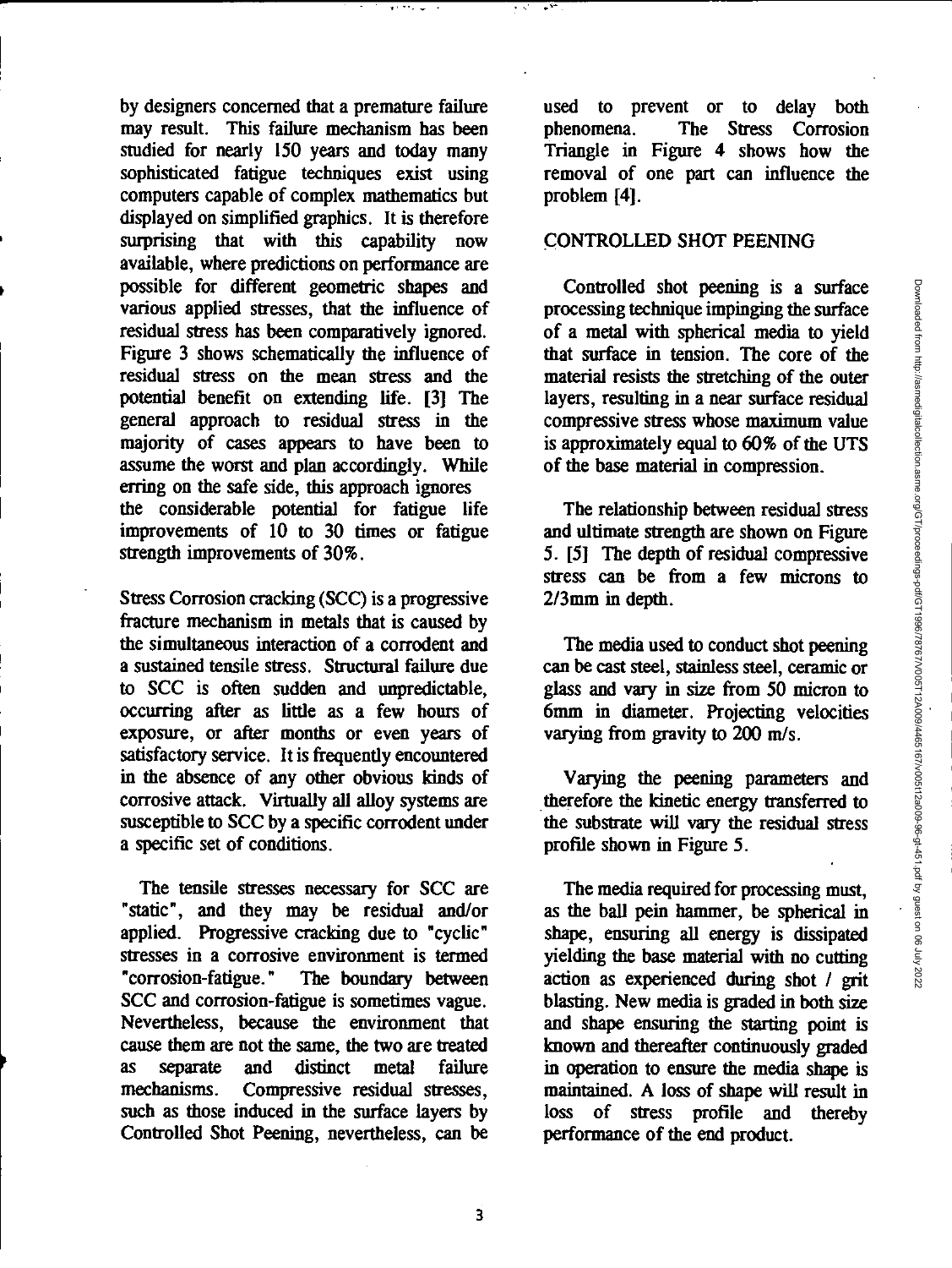by designers concerned that a premature failure may result. This failure mechanism has been studied for nearly 150 years and today many sophisticated fatigue techniques exist using computers capable of complex mathematics but displayed on simplified graphics. It is therefore surprising that with this capability now available, where predictions on performance are possible for different geometric shapes and various applied stresses, that the influence of residual stress has been comparatively ignored. Figure 3 shows schematically the influence of residual stress on the mean stress and the potential benefit on extending life. [3] The general approach to residual stress in the majority of cases appears to have been to assume the worst and plan accordingly. While erring on the safe side, this approach ignores the considerable potential for fatigue life improvements of 10 to 30 times or fatigue strength improvements of 30%.

Stress Corrosion cracking (SCC) is a progressive fracture mechanism in metals that is caused by the simultaneous interaction of a corrodent and a sustained tensile stress. Structural failure due to SCC is often sudden and unpredictable, occurring after as little as a few hours of exposure, or after months or even years of satisfactory service. It is frequently encountered in the absence of any other obvious kinds of corrosive attack. Virtually all alloy systems are susceptible to SCC by a specific corrodent under a specific set of conditions.

The tensile stresses necessary for SCC are "static", and they may be residual and/or applied. Progressive cracking due to "cyclic" stresses in a corrosive environment is termed "corrosion-fatigue." The boundary between SCC and corrosion-fatigue is sometimes vague. Nevertheless, because the environment that cause them are not the same, the two are treated as separate and distinct metal failure mechanisms. Compressive residual stresses, such as those induced in the surface layers by Controlled Shot Peening, nevertheless, can be used to prevent or to delay both phenomena. The Stress Corrosion Triangle in Figure 4 shows how the removal of one part can influence the problem [4].

## CONTROLLED SHOT PEENING

Controlled shot peening is a surface processing technique impinging the surface of a metal with spherical media to yield that surface in tension. The core of the material resists the stretching of the outer layers, resulting in a near surface residual compressive stress whose maximum value is approximately equal to 60% of the UTS of the base material in compression.

The relationship between residual stress and ultimate strength are shown on Figure 5. [5] The depth of residual compressive stress can be from a few microns to 2/3mm in depth.

The media used to conduct shot peening can be cast steel, stainless steel, ceramic or glass and vary in size from 50 micron to 6mm in diameter. Projecting velocities varying from gravity to 200 m/s.

Varying the peening parameters and therefore the kinetic energy transferred to the substrate will vary the residual stress profile shown in Figure 5.

The media required for processing must, as the ball pein hammer, be spherical in shape, ensuring all energy is dissipated yielding the base material with no cutting action as experienced during shot / grit blasting. New media is graded in both size and shape ensuring the starting point is known and thereafter continuously graded in operation to ensure the media shape is maintained. A loss of shape will result in loss of stress profile and thereby performance of the end product.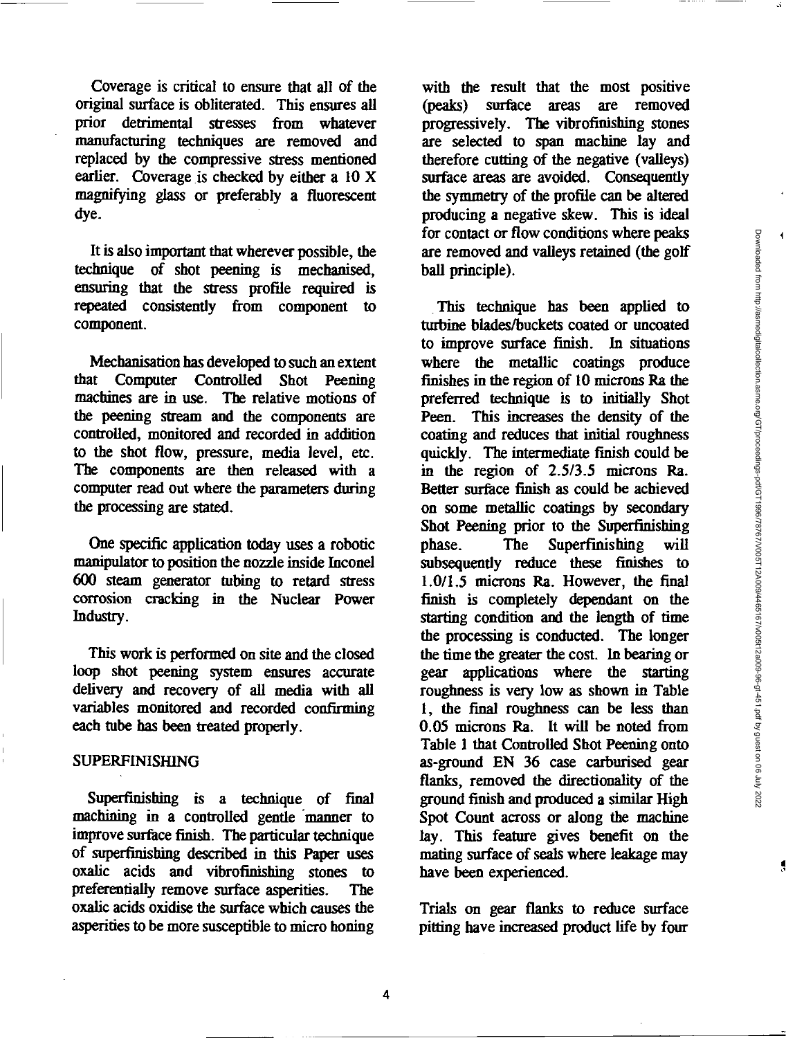Coverage is critical to ensure that all of the original surface is obliterated. This ensures all prior detrimental stresses from whatever manufacturing techniques are removed and replaced by the compressive stress mentioned earlier. Coverage is checked by either a 10 X magnifying glass or preferably a fluorescent dye.

It is also important that wherever possible, the technique of shot peening is mechanised, ensuring that the stress profile required is repeated consistently from component to component.

Mechanisation has developed to such an extent that Computer Controlled Shot Peening machines are in use. The relative motions of the peening stream and the components are controlled, monitored and recorded in addition to the shot flow, pressure, media level, etc. The components are then released with a computer read out where the parameters during the processing are stated.

One specific application today uses a robotic manipulator to position the nozzle inside Inconel 600 steam generator tubing to retard stress corrosion cracking in the Nuclear Power Industry.

This work is performed on site and the closed loop shot peening system ensures accurate delivery and recovery of all media with all variables monitored and recorded confirming each tube has been treated properly.

## SUPERFINISHING

Superfinishing is a technique of final machining in a controlled gentle manner to improve surface finish. The particular technique of superfinishing described in this Paper uses oxalic acids and vibrofinishing stones to preferentially remove surface asperities. The oxalic acids oxidise the surface which causes the asperities to be more susceptible to micro honing with the result that the most positive (peaks) surface areas are removed progressively. The vibrofinishing stones are selected to span machine lay and therefore cutting of the negative (valleys) surface areas are avoided. Consequently the symmetry of the profile can be altered producing a negative skew. This is ideal for contact or flow conditions where peaks are removed and valleys retained (the golf ball principle).

This technique has been applied to turbine blades/buckets coated or uncoated to improve surface finish. In situations where the metallic coatings produce finishes in the region of 10 microns Ra the preferred technique is to initially Shot Peen. This increases the density of the coating and reduces that initial roughness quickly. The intermediate finish could be in the region of 2.5/3.5 microns Ra. Better surface finish as could be achieved on some metallic coatings by secondary Shot Peening prior to the Superfinishing phase. The Superfinishing will subsequently reduce these finishes to 1.0/1.5 microns Ra. However, the final finish is completely dependant on the starting condition and the length of time the processing is conducted. The longer the time the greater the cost. In bearing or gear applications where the starting roughness is very low as shown in Table 1, the final roughness can be less than 0.05 microns Ra. It will be noted from Table 1 that Controlled Shot Peening onto as-ground EN 36 case carburised gear flanks, removed the directionality of the ground finish and produced a similar High Spot Count across or along the machine lay. This feature gives benefit on the mating surface of seals where leakage may have been experienced.

Trials on gear flanks to reduce surface pitting have increased product life by four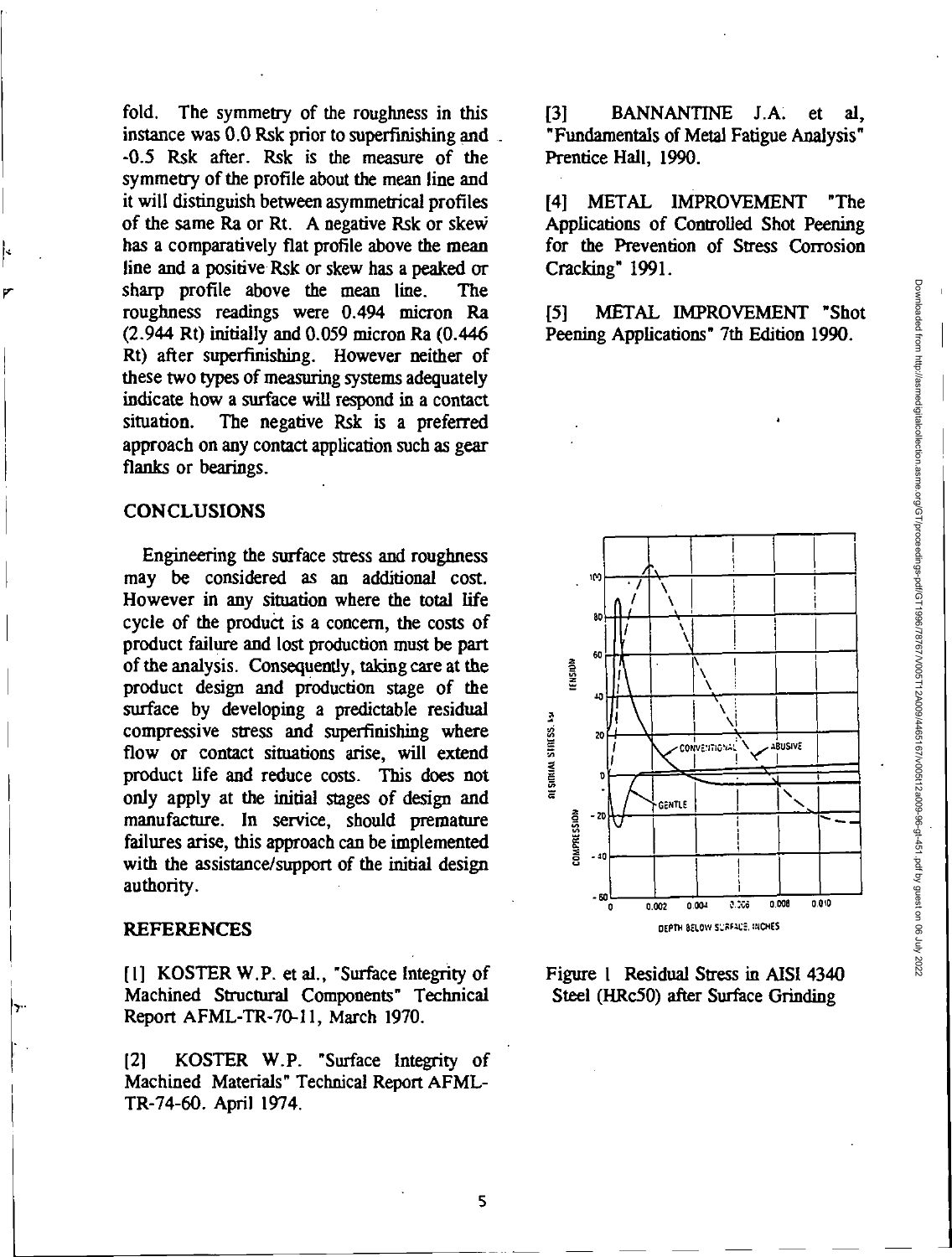fold. The symmetry of the roughness in this instance was 0.0 Rsk prior to superfinishing and -0.5 Rsk after. Rsk is the measure of the symmetry of the profile about the mean line and it will distinguish between asymmetrical profiles of the same Ra or Rt. A negative Rsk or skew has a comparatively flat profile above the mean line and a positive Rsk or skew has a peaked or sharp profile above the mean line. The roughness readings were 0.494 micron Ra (2.944 Rt) initially and 0.059 micron Ra (0.446 Rt) after superfinishing. However neither of these two types of measuring systems adequately indicate how a surface will respond in a contact situation. The negative Rsk is a preferred approach on any contact application such as gear flanks or bearings.

## CONCLUSIONS

Engineering the surface stress and roughness may be considered as an additional cost. However in any situation where the total life cycle of the product is a concern, the costs of product failure and lost production must be part of the analysis. Consequently, taking care at the product design and production stage of the surface by developing a predictable residual compressive stress and superfinishing where flow or contact situations arise, will extend product life and reduce costs. This does not only apply at the initial stages of design and manufacture. In service, should premature failures arise, this approach can be implemented with the assistance/support of the initial design authority.

## REFERENCES

[1] KOSTER W.P. et al., "Surface Integrity of Machined Structural Components" Technical Report AFML-TR-70-11, March 1970.

[2] KOSTER W.P. "Surface Integrity of Machined Materials" Technical Report AFML-TR-74-60. April 1974.

[3] BANNANTINE J.A. et al, "Fundamentals of Metal Fatigue Analysis" Prentice Hall, 1990.

[4] METAL IMPROVEMENT "The Applications of Controlled Shot Peening for the Prevention of Stress Corrosion Cracking" 1991.

[5] METAL IMPROVEMENT "Shot Peening Applications" 7th Edition 1990.

Figure 1 Residual Stress in AISI 4340 Steel (HRc50) after Surface Grinding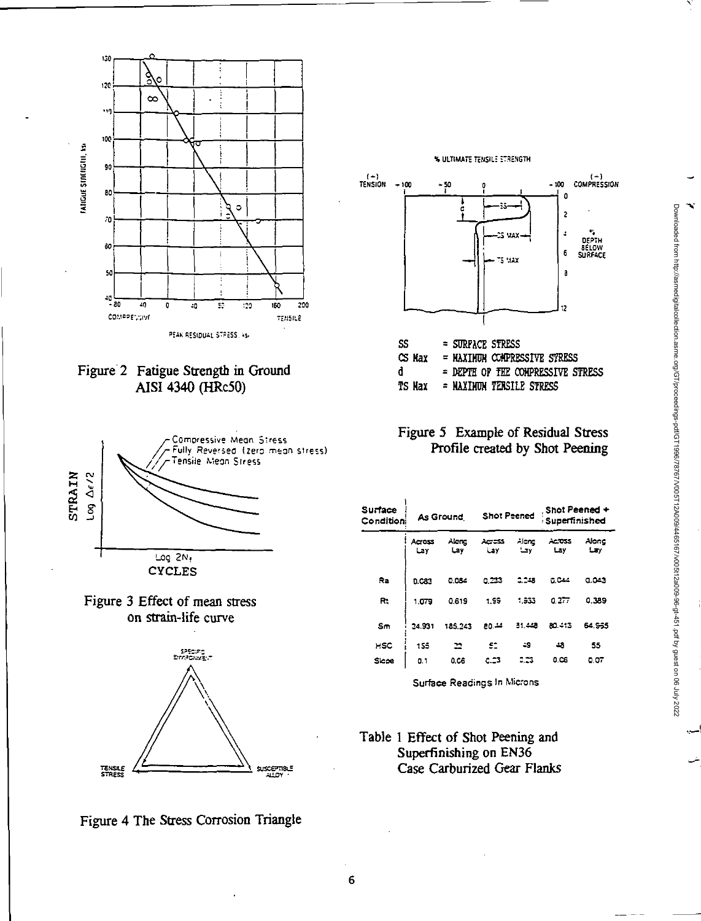130

120

110

100

90

80

70

60

50

40

FATIGUE STRENGTH, ksi

-80 -40 0 40 80 120 160 200

COMPRESSIVE TENSILE

PEAK RESIDUAL STRESS, ksi

Figure 2 Fatigue Strength in Ground AISI 4340 (HRc50)

Compressive Mean Stress

Fully Reversed (zero mean stress)

Tensile Mean Stress

STRAIN

Log $\Delta\epsilon/2$

Log $2N_f$

CYCLES

Figure 3 Effect of mean stress on strain-life curve

SPECIFIC ENVIRONMENT

TENSILE STRESS

SUSCEPTIBLE ALLOY

Figure 4 The Stress Corrosion Triangle

% ULTIMATE TENSILE STRENGTH

(+) TENSION +100 +50 0 -100 (-) COMPRESSION

0 2 4 6 8 12

% DEPTH BELOW SURFACE

d

SS

CS MAX

TS MAX

SS = SURFACE STRESS

CS Max = MAXIMUM COMPRESSIVE STRESS

d = DEPTH OF THE COMPRESSIVE STRESS

TS Max = MAXIMUM TENSILE STRESS

Figure 5 Example of Residual Stress Profile created by Shot Peening

| Surface Condition | As Ground | | Shot Peened | | Shot Peened + Superfinished | |
|---|---|---|---|---|---|---|
| | Across Lay | Along Lay | Across Lay | Along Lay | Across Lay | Along Lay |
| Ra | 0.083 | 0.084 | 0.233 | 0.248 | 0.044 | 0.043 |
| Rt | 1.079 | 0.619 | 1.99 | 1.933 | 0.277 | 0.389 |
| Sm | 24.931 | 185.243 | 80.44 | 31.448 | 80.413 | 64.955 |
| HSC | 155 | 22 | 52 | 49 | 48 | 55 |
| Slope | 0.1 | 0.06 | 0.23 | 0.23 | 0.06 | 0.07 |

Surface Readings In Microns

Table 1 Effect of Shot Peening and Superfinishing on EN36 Case Carburized Gear Flanks